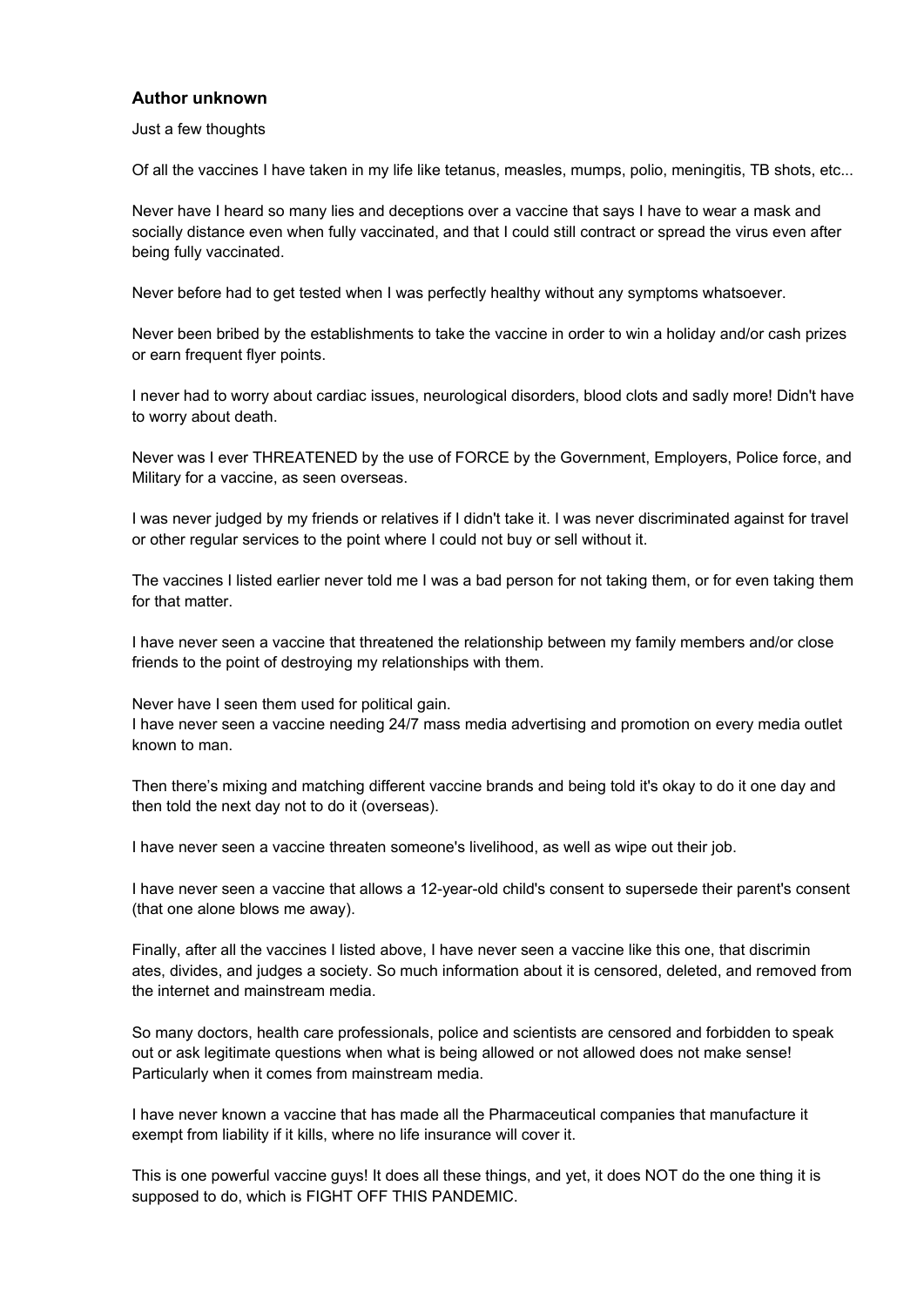### Author unknown

Just a few thoughts

Of all the vaccines I have taken in my life like tetanus, measles, mumps, polio, meningitis, TB shots, etc...

Never have I heard so many lies and deceptions over a vaccine that says I have to wear a mask and socially distance even when fully vaccinated, and that I could still contract or spread the virus even after being fully vaccinated.

Never before had to get tested when I was perfectly healthy without any symptoms whatsoever.

Never been bribed by the establishments to take the vaccine in order to win a holiday and/or cash prizes or earn frequent flyer points.

I never had to worry about cardiac issues, neurological disorders, blood clots and sadly more! Didn't have to worry about death.

Never was I ever THREATENED by the use of FORCE by the Government, Employers, Police force, and Military for a vaccine, as seen overseas.

I was never judged by my friends or relatives if I didn't take it. I was never discriminated against for travel or other regular services to the point where I could not buy or sell without it.

The vaccines I listed earlier never told me I was a bad person for not taking them, or for even taking them for that matter.

I have never seen a vaccine that threatened the relationship between my family members and/or close friends to the point of destroying my relationships with them.

Never have I seen them used for political gain.
I have never seen a vaccine needing 24/7 mass media advertising and promotion on every media outlet known to man.

Then there's mixing and matching different vaccine brands and being told it's okay to do it one day and then told the next day not to do it (overseas).

I have never seen a vaccine threaten someone's livelihood, as well as wipe out their job.

I have never seen a vaccine that allows a 12-year-old child's consent to supersede their parent's consent (that one alone blows me away).

Finally, after all the vaccines I listed above, I have never seen a vaccine like this one, that discrimin ates, divides, and judges a society. So much information about it is censored, deleted, and removed from the internet and mainstream media.

So many doctors, health care professionals, police and scientists are censored and forbidden to speak out or ask legitimate questions when what is being allowed or not allowed does not make sense! Particularly when it comes from mainstream media.

I have never known a vaccine that has made all the Pharmaceutical companies that manufacture it exempt from liability if it kills, where no life insurance will cover it.

This is one powerful vaccine guys! It does all these things, and yet, it does NOT do the one thing it is supposed to do, which is FIGHT OFF THIS PANDEMIC.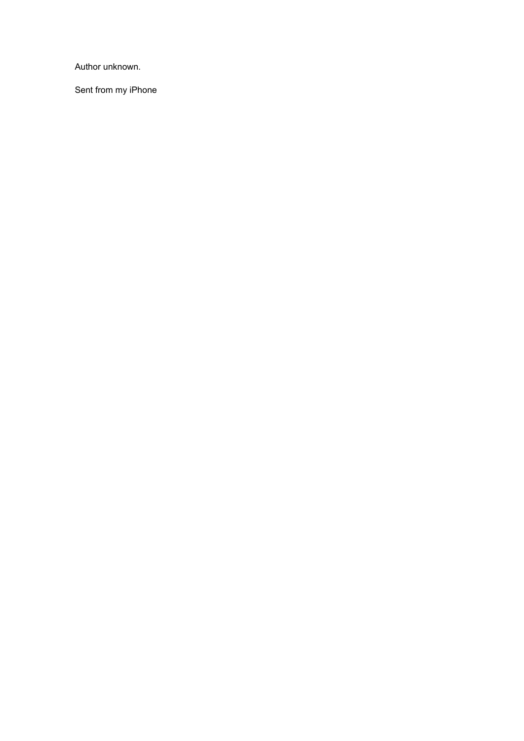Author unknown.

Sent from my iPhone